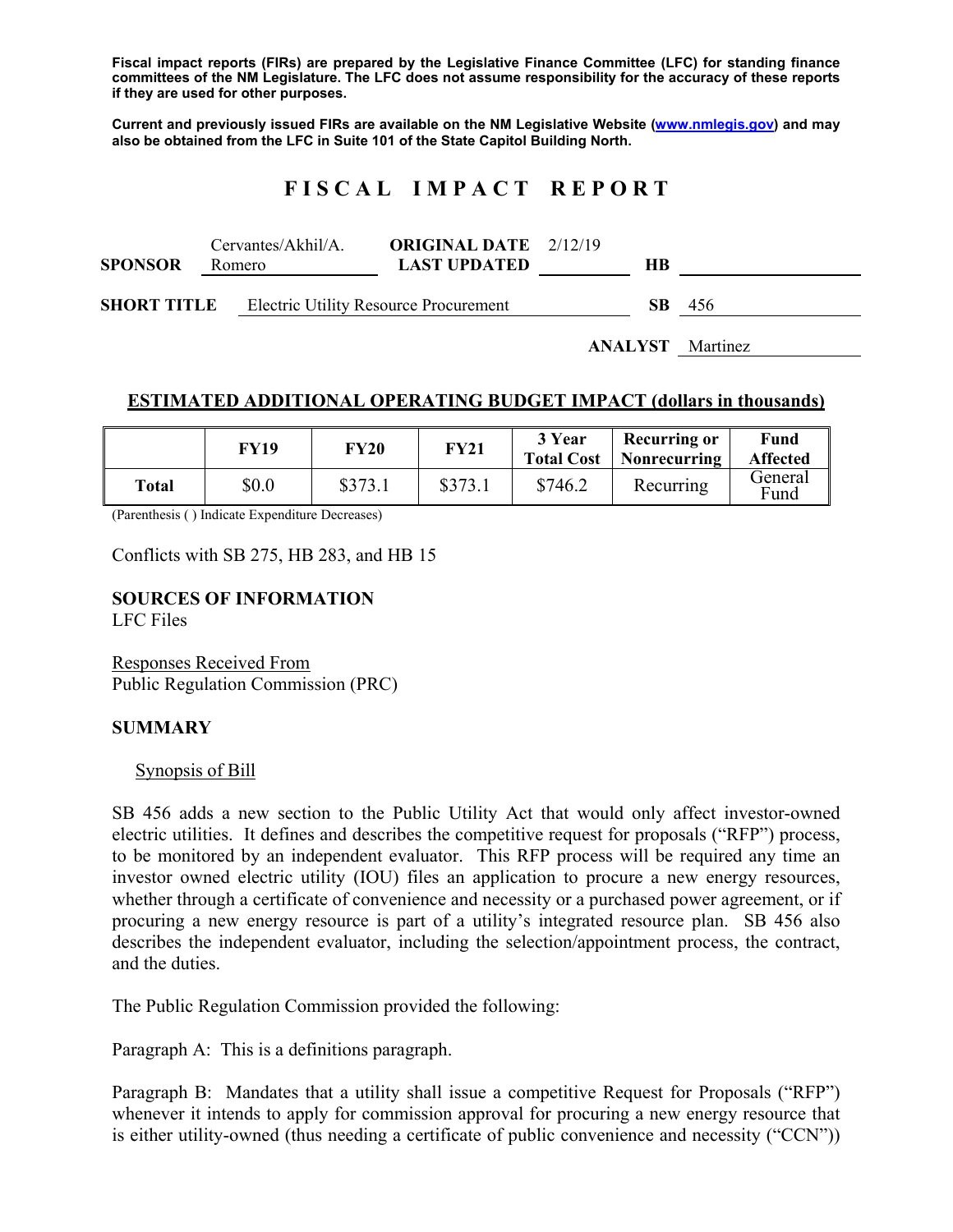**Fiscal impact reports (FIRs) are prepared by the Legislative Finance Committee (LFC) for standing finance committees of the NM Legislature. The LFC does not assume responsibility for the accuracy of these reports if they are used for other purposes.**

**Current and previously issued FIRs are available on the NM Legislative Website (www.nmlegis.gov) and may also be obtained from the LFC in Suite 101 of the State Capitol Building North.**

# FISCAL IMPACT REPORT

**SPONSOR** Cervantes/Akhil/A. Romero **ORIGINAL DATE** 2/12/19 **LAST UPDATED** **HB**

**SHORT TITLE** Electric Utility Resource Procurement **SB** 456

**ANALYST** Martinez

## ESTIMATED ADDITIONAL OPERATING BUDGET IMPACT (dollars in thousands)

| | FY19 | FY20 | FY21 | 3 Year Total Cost | Recurring or Nonrecurring | Fund Affected |
|---|---|---|---|---|---|---|
| **Total** | $0.0 | $373.1 | $373.1 | $746.2 | Recurring | General Fund |

(Parenthesis ( ) Indicate Expenditure Decreases)

Conflicts with SB 275, HB 283, and HB 15

## SOURCES OF INFORMATION

LFC Files

Responses Received From
Public Regulation Commission (PRC)

## SUMMARY

Synopsis of Bill

SB 456 adds a new section to the Public Utility Act that would only affect investor-owned electric utilities. It defines and describes the competitive request for proposals ("RFP") process, to be monitored by an independent evaluator. This RFP process will be required any time an investor owned electric utility (IOU) files an application to procure a new energy resource, whether through a certificate of convenience and necessity or a purchased power agreement, or if procuring a new energy resource is part of a utility's integrated resource plan. SB 456 also describes the independent evaluator, including the selection/appointment process, the contract, and the duties.

The Public Regulation Commission provided the following:

Paragraph A: This is a definitions paragraph.

Paragraph B: Mandates that a utility shall issue a competitive Request for Proposals ("RFP") whenever it intends to apply for commission approval for procuring a new energy resource that is either utility-owned (thus needing a certificate of public convenience and necessity ("CCN"))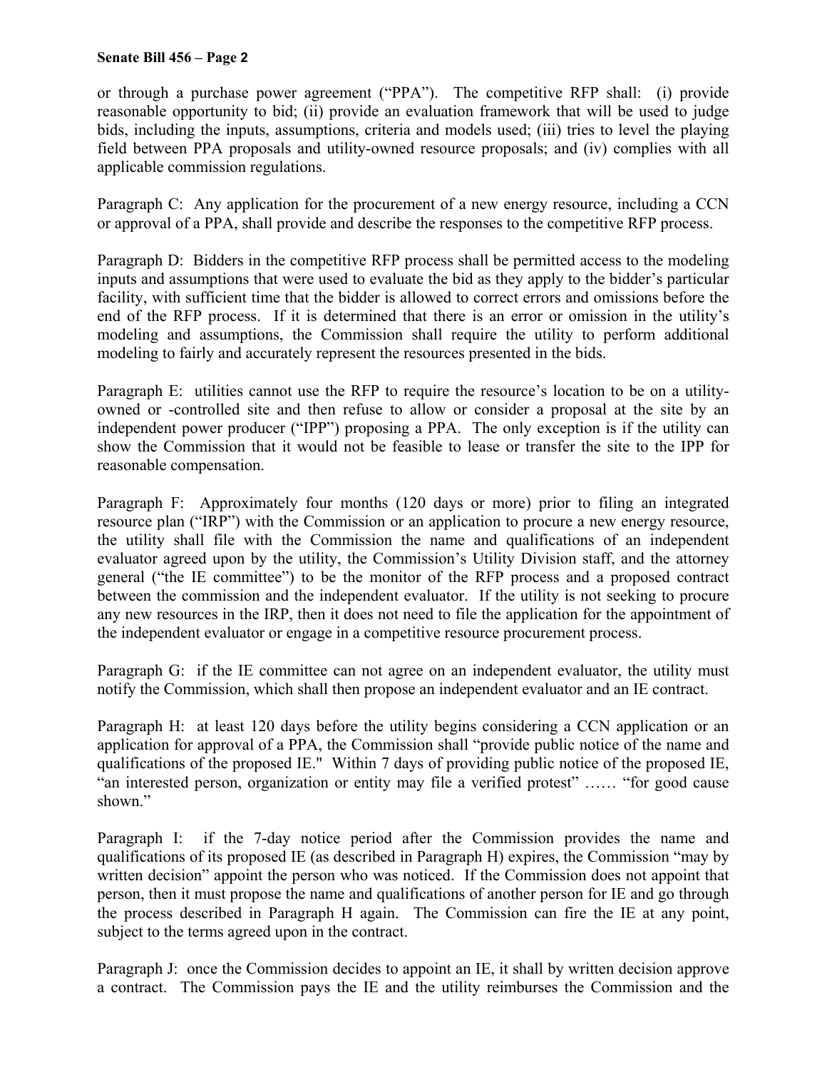or through a purchase power agreement ("PPA"). The competitive RFP shall: (i) provide reasonable opportunity to bid; (ii) provide an evaluation framework that will be used to judge bids, including the inputs, assumptions, criteria and models used; (iii) tries to level the playing field between PPA proposals and utility-owned resource proposals; and (iv) complies with all applicable commission regulations.

Paragraph C: Any application for the procurement of a new energy resource, including a CCN or approval of a PPA, shall provide and describe the responses to the competitive RFP process.

Paragraph D: Bidders in the competitive RFP process shall be permitted access to the modeling inputs and assumptions that were used to evaluate the bid as they apply to the bidder's particular facility, with sufficient time that the bidder is allowed to correct errors and omissions before the end of the RFP process. If it is determined that there is an error or omission in the utility's modeling and assumptions, the Commission shall require the utility to perform additional modeling to fairly and accurately represent the resources presented in the bids.

Paragraph E: utilities cannot use the RFP to require the resource's location to be on a utility-owned or -controlled site and then refuse to allow or consider a proposal at the site by an independent power producer ("IPP") proposing a PPA. The only exception is if the utility can show the Commission that it would not be feasible to lease or transfer the site to the IPP for reasonable compensation.

Paragraph F: Approximately four months (120 days or more) prior to filing an integrated resource plan ("IRP") with the Commission or an application to procure a new energy resource, the utility shall file with the Commission the name and qualifications of an independent evaluator agreed upon by the utility, the Commission's Utility Division staff, and the attorney general ("the IE committee") to be the monitor of the RFP process and a proposed contract between the commission and the independent evaluator. If the utility is not seeking to procure any new resources in the IRP, then it does not need to file the application for the appointment of the independent evaluator or engage in a competitive resource procurement process.

Paragraph G: if the IE committee can not agree on an independent evaluator, the utility must notify the Commission, which shall then propose an independent evaluator and an IE contract.

Paragraph H: at least 120 days before the utility begins considering a CCN application or an application for approval of a PPA, the Commission shall "provide public notice of the name and qualifications of the proposed IE." Within 7 days of providing public notice of the proposed IE, "an interested person, organization or entity may file a verified protest" …… "for good cause shown."

Paragraph I: if the 7-day notice period after the Commission provides the name and qualifications of its proposed IE (as described in Paragraph H) expires, the Commission "may by written decision" appoint the person who was noticed. If the Commission does not appoint that person, then it must propose the name and qualifications of another person for IE and go through the process described in Paragraph H again. The Commission can fire the IE at any point, subject to the terms agreed upon in the contract.

Paragraph J: once the Commission decides to appoint an IE, it shall by written decision approve a contract. The Commission pays the IE and the utility reimburses the Commission and the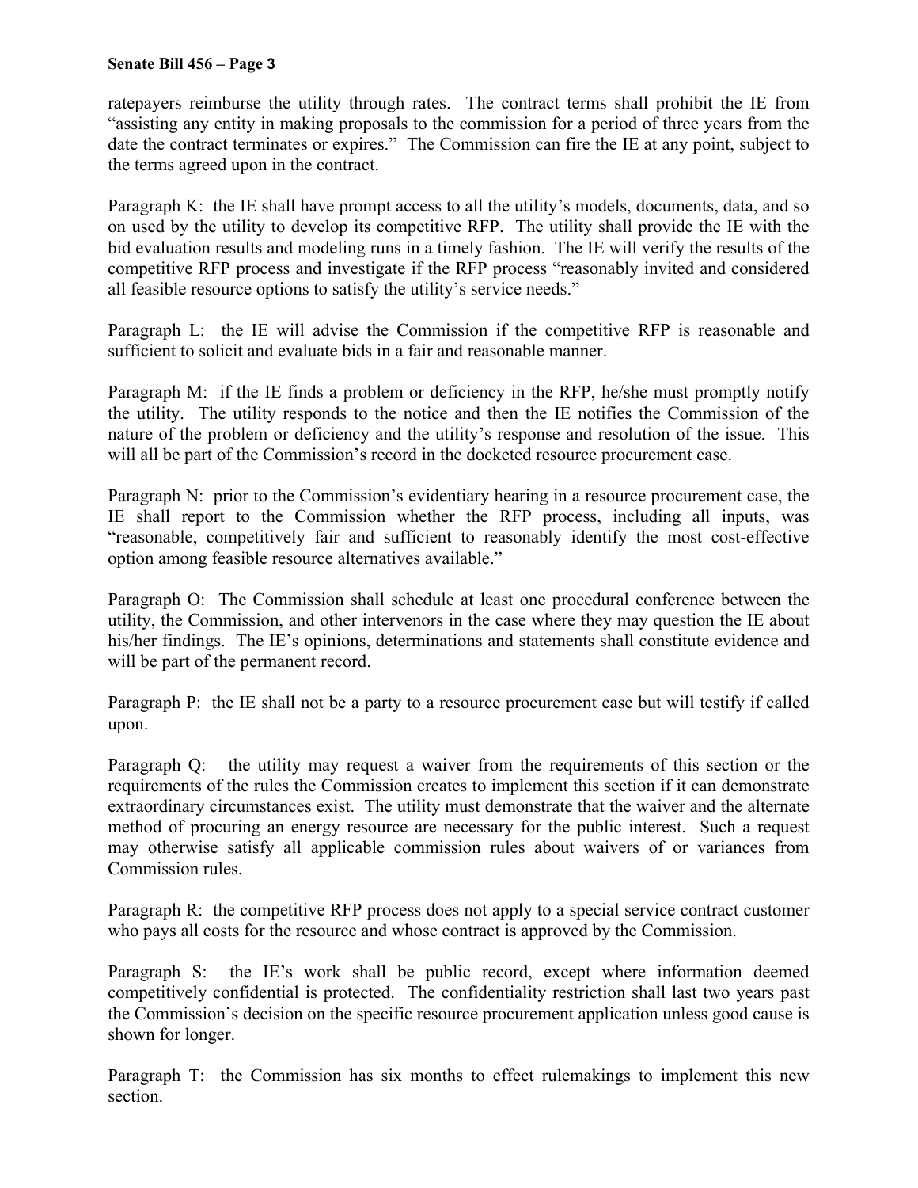ratepayers reimburse the utility through rates. The contract terms shall prohibit the IE from "assisting any entity in making proposals to the commission for a period of three years from the date the contract terminates or expires." The Commission can fire the IE at any point, subject to the terms agreed upon in the contract.

Paragraph K: the IE shall have prompt access to all the utility's models, documents, data, and so on used by the utility to develop its competitive RFP. The utility shall provide the IE with the bid evaluation results and modeling runs in a timely fashion. The IE will verify the results of the competitive RFP process and investigate if the RFP process "reasonably invited and considered all feasible resource options to satisfy the utility's service needs."

Paragraph L: the IE will advise the Commission if the competitive RFP is reasonable and sufficient to solicit and evaluate bids in a fair and reasonable manner.

Paragraph M: if the IE finds a problem or deficiency in the RFP, he/she must promptly notify the utility. The utility responds to the notice and then the IE notifies the Commission of the nature of the problem or deficiency and the utility's response and resolution of the issue. This will all be part of the Commission's record in the docketed resource procurement case.

Paragraph N: prior to the Commission's evidentiary hearing in a resource procurement case, the IE shall report to the Commission whether the RFP process, including all inputs, was "reasonable, competitively fair and sufficient to reasonably identify the most cost-effective option among feasible resource alternatives available."

Paragraph O: The Commission shall schedule at least one procedural conference between the utility, the Commission, and other intervenors in the case where they may question the IE about his/her findings. The IE's opinions, determinations and statements shall constitute evidence and will be part of the permanent record.

Paragraph P: the IE shall not be a party to a resource procurement case but will testify if called upon.

Paragraph Q: the utility may request a waiver from the requirements of this section or the requirements of the rules the Commission creates to implement this section if it can demonstrate extraordinary circumstances exist. The utility must demonstrate that the waiver and the alternate method of procuring an energy resource are necessary for the public interest. Such a request may otherwise satisfy all applicable commission rules about waivers of or variances from Commission rules.

Paragraph R: the competitive RFP process does not apply to a special service contract customer who pays all costs for the resource and whose contract is approved by the Commission.

Paragraph S: the IE's work shall be public record, except where information deemed competitively confidential is protected. The confidentiality restriction shall last two years past the Commission's decision on the specific resource procurement application unless good cause is shown for longer.

Paragraph T: the Commission has six months to effect rulemakings to implement this new section.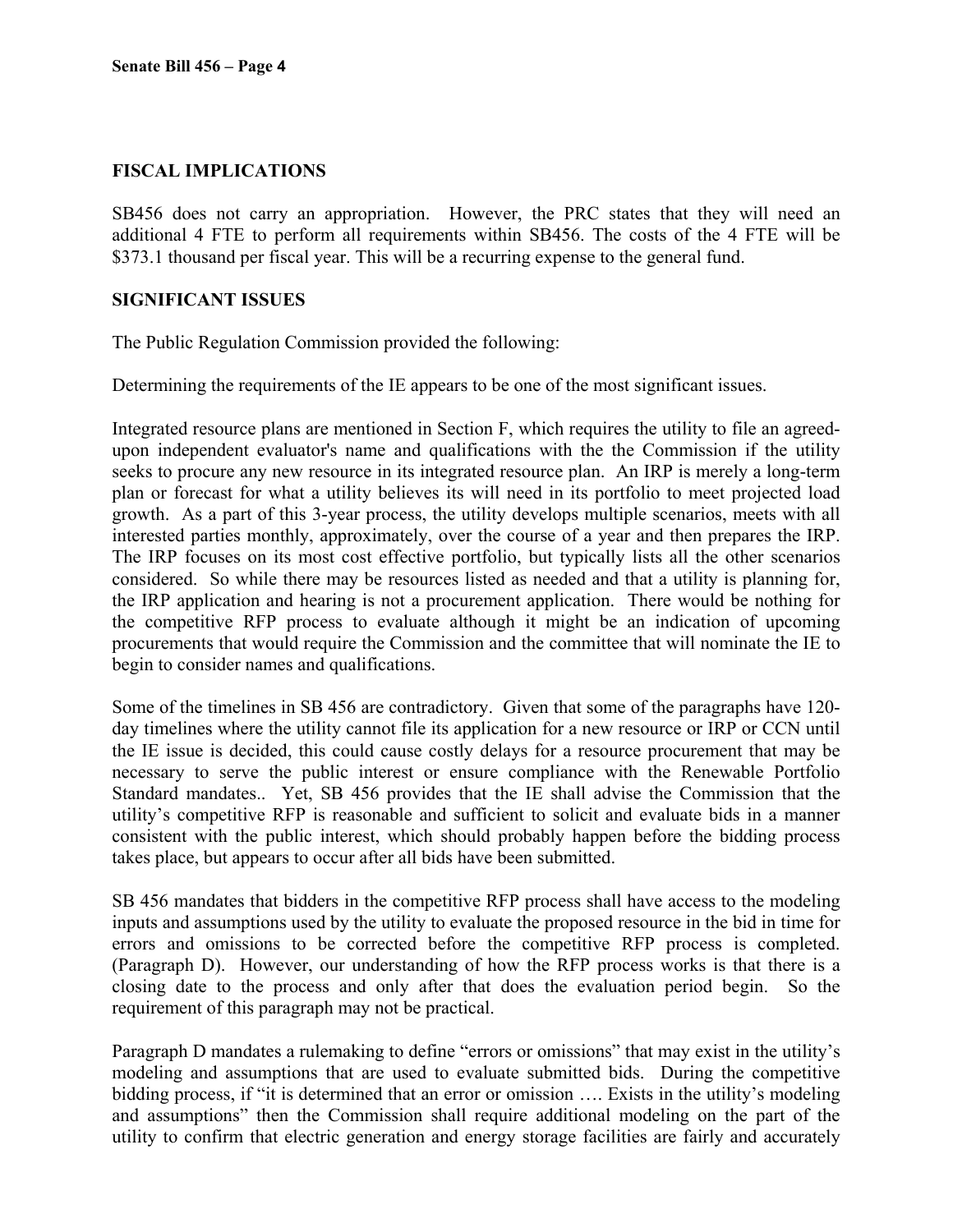## FISCAL IMPLICATIONS

SB456 does not carry an appropriation. However, the PRC states that they will need an additional 4 FTE to perform all requirements within SB456. The costs of the 4 FTE will be $373.1 thousand per fiscal year. This will be a recurring expense to the general fund.

## SIGNIFICANT ISSUES

The Public Regulation Commission provided the following:

Determining the requirements of the IE appears to be one of the most significant issues.

Integrated resource plans are mentioned in Section F, which requires the utility to file an agreed-upon independent evaluator's name and qualifications with the the Commission if the utility seeks to procure any new resource in its integrated resource plan. An IRP is merely a long-term plan or forecast for what a utility believes its will need in its portfolio to meet projected load growth. As a part of this 3-year process, the utility develops multiple scenarios, meets with all interested parties monthly, approximately, over the course of a year and then prepares the IRP. The IRP focuses on its most cost effective portfolio, but typically lists all the other scenarios considered. So while there may be resources listed as needed and that a utility is planning for, the IRP application and hearing is not a procurement application. There would be nothing for the competitive RFP process to evaluate although it might be an indication of upcoming procurements that would require the Commission and the committee that will nominate the IE to begin to consider names and qualifications.

Some of the timelines in SB 456 are contradictory. Given that some of the paragraphs have 120-day timelines where the utility cannot file its application for a new resource or IRP or CCN until the IE issue is decided, this could cause costly delays for a resource procurement that may be necessary to serve the public interest or ensure compliance with the Renewable Portfolio Standard mandates.. Yet, SB 456 provides that the IE shall advise the Commission that the utility's competitive RFP is reasonable and sufficient to solicit and evaluate bids in a manner consistent with the public interest, which should probably happen before the bidding process takes place, but appears to occur after all bids have been submitted.

SB 456 mandates that bidders in the competitive RFP process shall have access to the modeling inputs and assumptions used by the utility to evaluate the proposed resource in the bid in time for errors and omissions to be corrected before the competitive RFP process is completed. (Paragraph D). However, our understanding of how the RFP process works is that there is a closing date to the process and only after that does the evaluation period begin. So the requirement of this paragraph may not be practical.

Paragraph D mandates a rulemaking to define "errors or omissions" that may exist in the utility's modeling and assumptions that are used to evaluate submitted bids. During the competitive bidding process, if "it is determined that an error or omission …. Exists in the utility's modeling and assumptions" then the Commission shall require additional modeling on the part of the utility to confirm that electric generation and energy storage facilities are fairly and accurately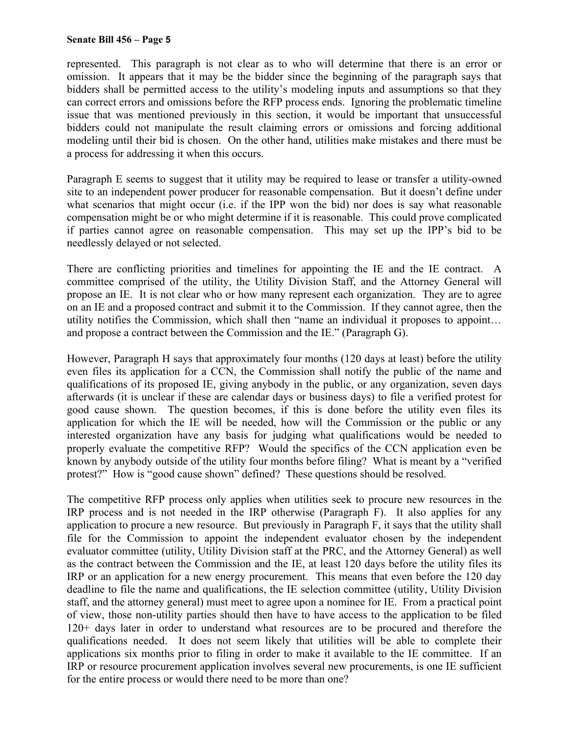represented. This paragraph is not clear as to who will determine that there is an error or omission. It appears that it may be the bidder since the beginning of the paragraph says that bidders shall be permitted access to the utility's modeling inputs and assumptions so that they can correct errors and omissions before the RFP process ends. Ignoring the problematic timeline issue that was mentioned previously in this section, it would be important that unsuccessful bidders could not manipulate the result claiming errors or omissions and forcing additional modeling until their bid is chosen. On the other hand, utilities make mistakes and there must be a process for addressing it when this occurs.

Paragraph E seems to suggest that it utility may be required to lease or transfer a utility-owned site to an independent power producer for reasonable compensation. But it doesn't define under what scenarios that might occur (i.e. if the IPP won the bid) nor does is say what reasonable compensation might be or who might determine if it is reasonable. This could prove complicated if parties cannot agree on reasonable compensation. This may set up the IPP's bid to be needlessly delayed or not selected.

There are conflicting priorities and timelines for appointing the IE and the IE contract. A committee comprised of the utility, the Utility Division Staff, and the Attorney General will propose an IE. It is not clear who or how many represent each organization. They are to agree on an IE and a proposed contract and submit it to the Commission. If they cannot agree, then the utility notifies the Commission, which shall then "name an individual it proposes to appoint… and propose a contract between the Commission and the IE." (Paragraph G).

However, Paragraph H says that approximately four months (120 days at least) before the utility even files its application for a CCN, the Commission shall notify the public of the name and qualifications of its proposed IE, giving anybody in the public, or any organization, seven days afterwards (it is unclear if these are calendar days or business days) to file a verified protest for good cause shown. The question becomes, if this is done before the utility even files its application for which the IE will be needed, how will the Commission or the public or any interested organization have any basis for judging what qualifications would be needed to properly evaluate the competitive RFP? Would the specifics of the CCN application even be known by anybody outside of the utility four months before filing? What is meant by a "verified protest?" How is "good cause shown" defined? These questions should be resolved.

The competitive RFP process only applies when utilities seek to procure new resources in the IRP process and is not needed in the IRP otherwise (Paragraph F). It also applies for any application to procure a new resource. But previously in Paragraph F, it says that the utility shall file for the Commission to appoint the independent evaluator chosen by the independent evaluator committee (utility, Utility Division staff at the PRC, and the Attorney General) as well as the contract between the Commission and the IE, at least 120 days before the utility files its IRP or an application for a new energy procurement. This means that even before the 120 day deadline to file the name and qualifications, the IE selection committee (utility, Utility Division staff, and the attorney general) must meet to agree upon a nominee for IE. From a practical point of view, those non-utility parties should then have to have access to the application to be filed 120+ days later in order to understand what resources are to be procured and therefore the qualifications needed. It does not seem likely that utilities will be able to complete their applications six months prior to filing in order to make it available to the IE committee. If an IRP or resource procurement application involves several new procurements, is one IE sufficient for the entire process or would there need to be more than one?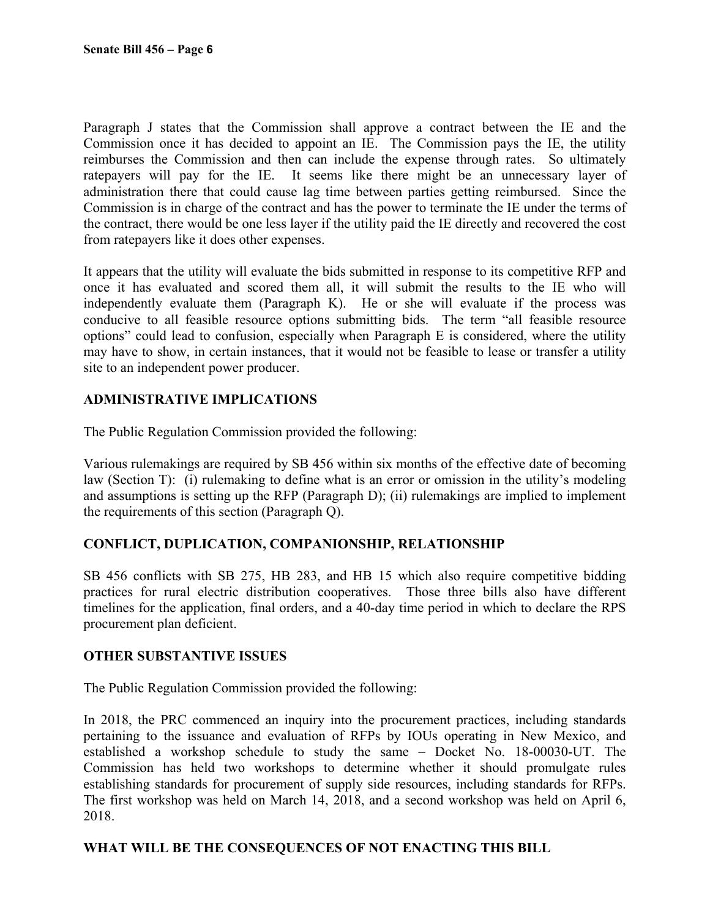Paragraph J states that the Commission shall approve a contract between the IE and the Commission once it has decided to appoint an IE. The Commission pays the IE, the utility reimburses the Commission and then can include the expense through rates. So ultimately ratepayers will pay for the IE. It seems like there might be an unnecessary layer of administration there that could cause lag time between parties getting reimbursed. Since the Commission is in charge of the contract and has the power to terminate the IE under the terms of the contract, there would be one less layer if the utility paid the IE directly and recovered the cost from ratepayers like it does other expenses.

It appears that the utility will evaluate the bids submitted in response to its competitive RFP and once it has evaluated and scored them all, it will submit the results to the IE who will independently evaluate them (Paragraph K). He or she will evaluate if the process was conducive to all feasible resource options submitting bids. The term "all feasible resource options" could lead to confusion, especially when Paragraph E is considered, where the utility may have to show, in certain instances, that it would not be feasible to lease or transfer a utility site to an independent power producer.

## ADMINISTRATIVE IMPLICATIONS

The Public Regulation Commission provided the following:

Various rulemakings are required by SB 456 within six months of the effective date of becoming law (Section T): (i) rulemaking to define what is an error or omission in the utility's modeling and assumptions is setting up the RFP (Paragraph D); (ii) rulemakings are implied to implement the requirements of this section (Paragraph Q).

## CONFLICT, DUPLICATION, COMPANIONSHIP, RELATIONSHIP

SB 456 conflicts with SB 275, HB 283, and HB 15 which also require competitive bidding practices for rural electric distribution cooperatives. Those three bills also have different timelines for the application, final orders, and a 40-day time period in which to declare the RPS procurement plan deficient.

## OTHER SUBSTANTIVE ISSUES

The Public Regulation Commission provided the following:

In 2018, the PRC commenced an inquiry into the procurement practices, including standards pertaining to the issuance and evaluation of RFPs by IOUs operating in New Mexico, and established a workshop schedule to study the same – Docket No. 18-00030-UT. The Commission has held two workshops to determine whether it should promulgate rules establishing standards for procurement of supply side resources, including standards for RFPs. The first workshop was held on March 14, 2018, and a second workshop was held on April 6, 2018.

## WHAT WILL BE THE CONSEQUENCES OF NOT ENACTING THIS BILL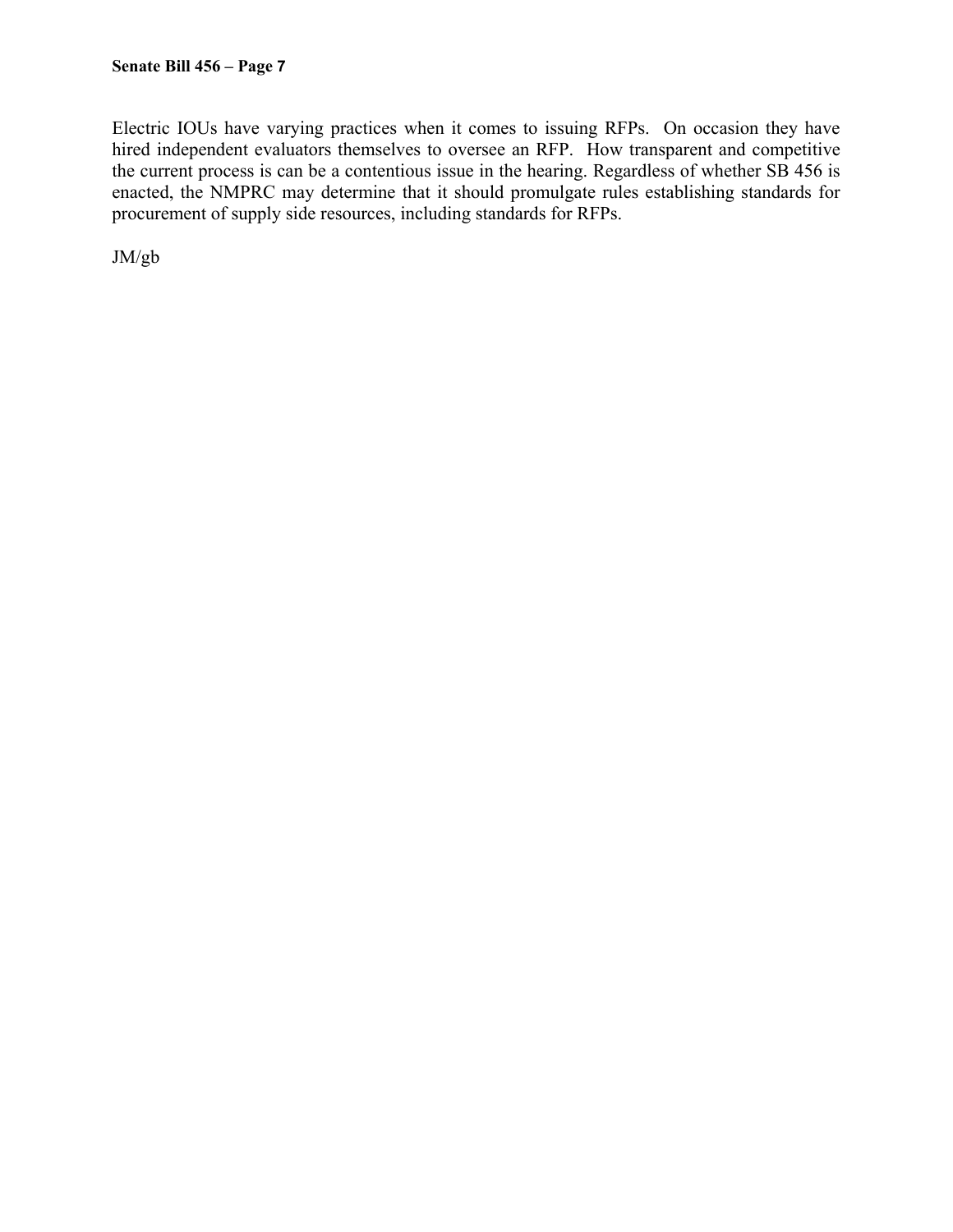Electric IOUs have varying practices when it comes to issuing RFPs. On occasion they have hired independent evaluators themselves to oversee an RFP. How transparent and competitive the current process is can be a contentious issue in the hearing. Regardless of whether SB 456 is enacted, the NMPRC may determine that it should promulgate rules establishing standards for procurement of supply side resources, including standards for RFPs.

JM/gb